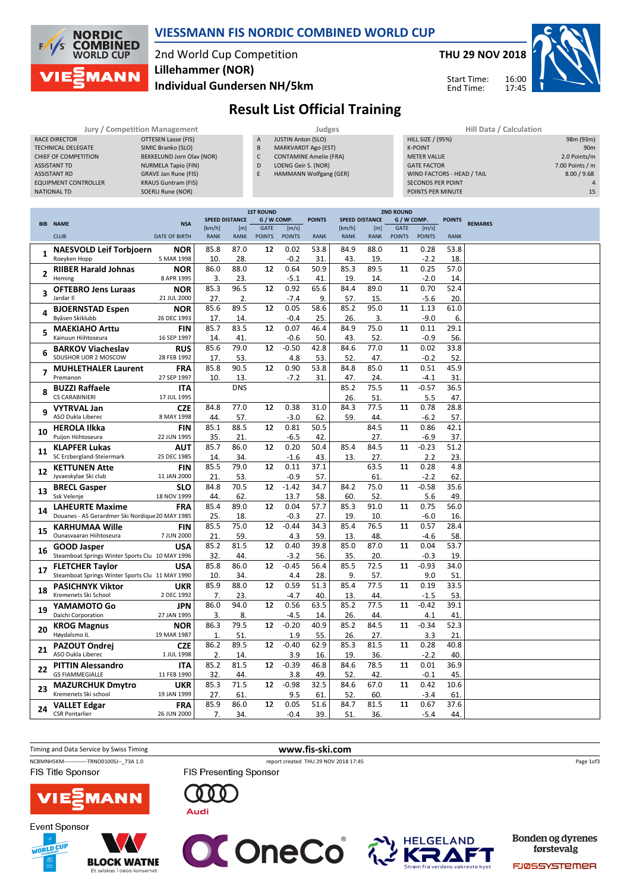# VIESSMANN FIS NORDIC COMBINED WORLD CUP

2nd World Cup Competition

**Lillehammer (NOR)**

**Individual Gundersen NH/5km**

**THU 29 NOV 2018**

Start Time: 16:00
End Time: 17:45

## Result List Official Training

| Jury / Competition Management | |
|---|---|
| RACE DIRECTOR | OTTESEN Lasse (FIS) |
| TECHNICAL DELEGATE | SIMIC Branko (SLO) |
| CHIEF OF COMPETITION | BEKKELUND Jorn Olav (NOR) |
| ASSISTANT TD | NURMELA Tapio (FIN) |
| ASSISTANT RD | GRAVE Jan Rune (FIS) |
| EQUIPMENT CONTROLLER | KRAUS Guntram (FIS) |
| NATIONAL TD | SOERLI Rune (NOR) |

| Judges | |
|---|---|
| A | JUSTIN Anton (SLO) |
| B | MARKVARDT Ago (EST) |
| C | CONTAMINE Amelie (FRA) |
| D | LOENG Geir S. (NOR) |
| E | HAMMANN Wolfgang (GER) |

| Hill Data / Calculation | |
|---|---|
| HILL SIZE / (95%) | 98m (93m) |
| K-POINT | 90m |
| METER VALUE | 2.0 Points/m |
| GATE FACTOR | 7.00 Points / m |
| WIND FACTORS - HEAD / TAIL | 8.00 / 9.68 |
| SECONDS PER POINT | 4 |
| POINTS PER MINUTE | 15 |

| BIB | NAME / CLUB | NSA / DATE OF BIRTH | 1st Round SPEED [km/h] / RANK | DISTANCE [m] / RANK | GATE / POINTS | W/COMP. [m/s] / POINTS | POINTS / RANK | 2nd Round SPEED [km/h] / RANK | DISTANCE [m] / RANK | GATE / POINTS | W/COMP. [m/s] / POINTS | POINTS / RANK | REMARKS |
|---|---|---|---|---|---|---|---|---|---|---|---|---|---|
| 1 | **NAESVOLD Leif Torbjoern** Roeyken Hopp | **NOR** 5 MAR 1998 | 85.8 10. | 87.0 28. | 12 | 0.02 -0.2 | 53.8 31. | 84.9 43. | 88.0 19. | 11 | 0.28 -2.2 | 53.8 18. | |
| 2 | **RIIBER Harald Johnas** Heming | **NOR** 8 APR 1995 | 86.0 3. | 88.0 23. | 12 | 0.64 -5.1 | 50.9 41. | 85.3 19. | 89.5 14. | 11 | 0.25 -2.0 | 57.0 14. | |
| 3 | **OFTEBRO Jens Luraas** Jardar II | **NOR** 21 JUL 2000 | 85.3 27. | 96.5 2. | 12 | 0.92 -7.4 | 65.6 9. | 84.4 57. | 89.0 15. | 11 | 0.70 -5.6 | 52.4 20. | |
| 4 | **BJOERNSTAD Espen** Byåsen Skiklubb | **NOR** 26 DEC 1993 | 85.6 17. | 89.5 14. | 12 | 0.05 -0.4 | 58.6 25. | 85.2 26. | 95.0 3. | 11 | 1.13 -9.0 | 61.0 6. | |
| 5 | **MAEKIAHO Arttu** Kainuun Hiihtoseura | **FIN** 16 SEP 1997 | 85.7 14. | 83.5 41. | 12 | 0.07 -0.6 | 46.4 50. | 84.9 43. | 75.0 52. | 11 | 0.11 -0.9 | 29.1 56. | |
| 6 | **BARKOV Viacheslav** SDUSHOR UOR 2 MOSCOW | **RUS** 28 FEB 1992 | 85.6 17. | 79.0 53. | 12 | -0.50 4.8 | 42.8 53. | 84.6 52. | 77.0 47. | 11 | 0.02 -0.2 | 33.8 52. | |
| 7 | **MUHLETHALER Laurent** Premanon | **FRA** 27 SEP 1997 | 85.8 10. | 90.5 13. | 12 | 0.90 -7.2 | 53.8 31. | 84.8 47. | 85.0 24. | 11 | 0.51 -4.1 | 45.9 31. | |
| 8 | **BUZZI Raffaele** CS CARABINIERI | **ITA** 17 JUL 1995 | | DNS | | | | 85.2 26. | 75.5 51. | 11 | -0.57 5.5 | 36.5 47. | |
| 9 | **VYTRVAL Jan** ASO Dukla Liberec | **CZE** 8 MAY 1998 | 84.8 44. | 77.0 57. | 12 | 0.38 -3.0 | 31.0 62. | 84.3 59. | 77.5 44. | 11 | 0.78 -6.2 | 28.8 57. | |
| 10 | **HEROLA Ilkka** Puijon Hiihtoseura | **FIN** 22 JUN 1995 | 85.1 35. | 88.5 21. | 12 | 0.81 -6.5 | 50.5 42. | | 84.5 27. | 11 | 0.86 -6.9 | 42.1 37. | |
| 11 | **KLAPFER Lukas** SC Erzbergland-Steiermark | **AUT** 25 DEC 1985 | 85.7 14. | 86.0 34. | 12 | 0.20 -1.6 | 50.4 43. | 85.4 13. | 84.5 27. | 11 | -0.23 2.2 | 51.2 23. | |
| 12 | **KETTUNEN Atte** Jyvaeskylae Ski club | **FIN** 11 JAN 2000 | 85.5 21. | 79.0 53. | 12 | 0.11 -0.9 | 37.1 57. | | 63.5 61. | 11 | 0.28 -2.2 | 4.8 62. | |
| 13 | **BRECL Gasper** Ssk Velenje | **SLO** 18 NOV 1999 | 84.8 44. | 70.5 62. | 12 | -1.42 13.7 | 34.7 58. | 84.2 60. | 75.0 52. | 11 | -0.58 5.6 | 35.6 49. | |
| 14 | **LAHEURTE Maxime** Douanes - AS Gerardmer Ski Nordique | **FRA** 20 MAY 1985 | 85.4 25. | 89.0 18. | 12 | 0.04 -0.3 | 57.7 27. | 85.3 19. | 91.0 10. | 11 | 0.75 -6.0 | 56.0 16. | |
| 15 | **KARHUMAA Wille** Ounasvaaran Hiihtoseura | **FIN** 7 JUN 2000 | 85.5 21. | 75.0 59. | 12 | -0.44 4.3 | 34.3 59. | 85.4 13. | 76.5 48. | 11 | 0.57 -4.6 | 28.4 58. | |
| 16 | **GOOD Jasper** Steamboat Springs Winter Sports Clu | **USA** 10 MAY 1996 | 85.2 32. | 81.5 44. | 12 | 0.40 -3.2 | 39.8 56. | 85.0 35. | 87.0 20. | 11 | 0.04 -0.3 | 53.7 19. | |
| 17 | **FLETCHER Taylor** Steamboat Springs Winter Sports Clu | **USA** 11 MAY 1990 | 85.8 10. | 86.0 34. | 12 | -0.45 4.4 | 56.4 28. | 85.5 9. | 72.5 57. | 11 | -0.93 9.0 | 34.0 51. | |
| 18 | **PASICHNYK Viktor** Kremenets Ski School | **UKR** 2 DEC 1992 | 85.9 7. | 88.0 23. | 12 | 0.59 -4.7 | 51.3 40. | 85.4 13. | 77.5 44. | 11 | 0.19 -1.5 | 33.5 53. | |
| 19 | **YAMAMOTO Go** Daichi Corporation | **JPN** 27 JAN 1995 | 86.0 3. | 94.0 8. | 12 | 0.56 -4.5 | 63.5 14. | 85.2 26. | 77.5 44. | 11 | -0.42 4.1 | 39.1 41. | |
| 20 | **KROG Magnus** Høydalsmo IL | **NOR** 19 MAR 1987 | 86.3 1. | 79.5 51. | 12 | -0.20 1.9 | 40.9 55. | 85.2 26. | 84.5 27. | 11 | -0.34 3.3 | 52.3 21. | |
| 21 | **PAZOUT Ondrej** ASO Dukla Liberec | **CZE** 1 JUL 1998 | 86.2 2. | 89.5 14. | 12 | -0.40 3.9 | 62.9 16. | 85.3 19. | 81.5 36. | 11 | 0.28 -2.2 | 40.8 40. | |
| 22 | **PITTIN Alessandro** GS FIAMMEGIALLE | **ITA** 11 FEB 1990 | 85.2 32. | 81.5 44. | 12 | -0.39 3.8 | 46.8 49. | 84.6 52. | 78.5 42. | 11 | 0.01 -0.1 | 36.9 45. | |
| 23 | **MAZURCHUK Dmytro** Kremenets Ski school | **UKR** 19 JAN 1999 | 85.3 27. | 71.5 61. | 12 | -0.98 9.5 | 32.5 61. | 84.6 52. | 67.0 60. | 11 | 0.42 -3.4 | 10.6 61. | |
| 24 | **VALLET Edgar** CSR Pontarlier | **FRA** 26 JUN 2000 | 85.9 7. | 86.0 34. | 12 | 0.05 -0.4 | 51.6 39. | 84.7 51. | 81.5 36. | 11 | 0.67 -5.4 | 37.6 44. | |

Timing and Data Service by Swiss Timing — www.fis-ski.com

NCBMNH5KM-------------TRNO0100SJ--_73A 1.0 — report created THU 29 NOV 2018 17:45

FIS Title Sponsor: VIESSMANN — FIS Presenting Sponsor: Audi

Event Sponsor: BLOCK WATNE (Et selskap i OBOS-konsernet), OneCo, HELGELAND KRAFT (Strøm fra verdens vakreste kyst), Bonden og dyrenes førstevalg FJØSSYSTEMER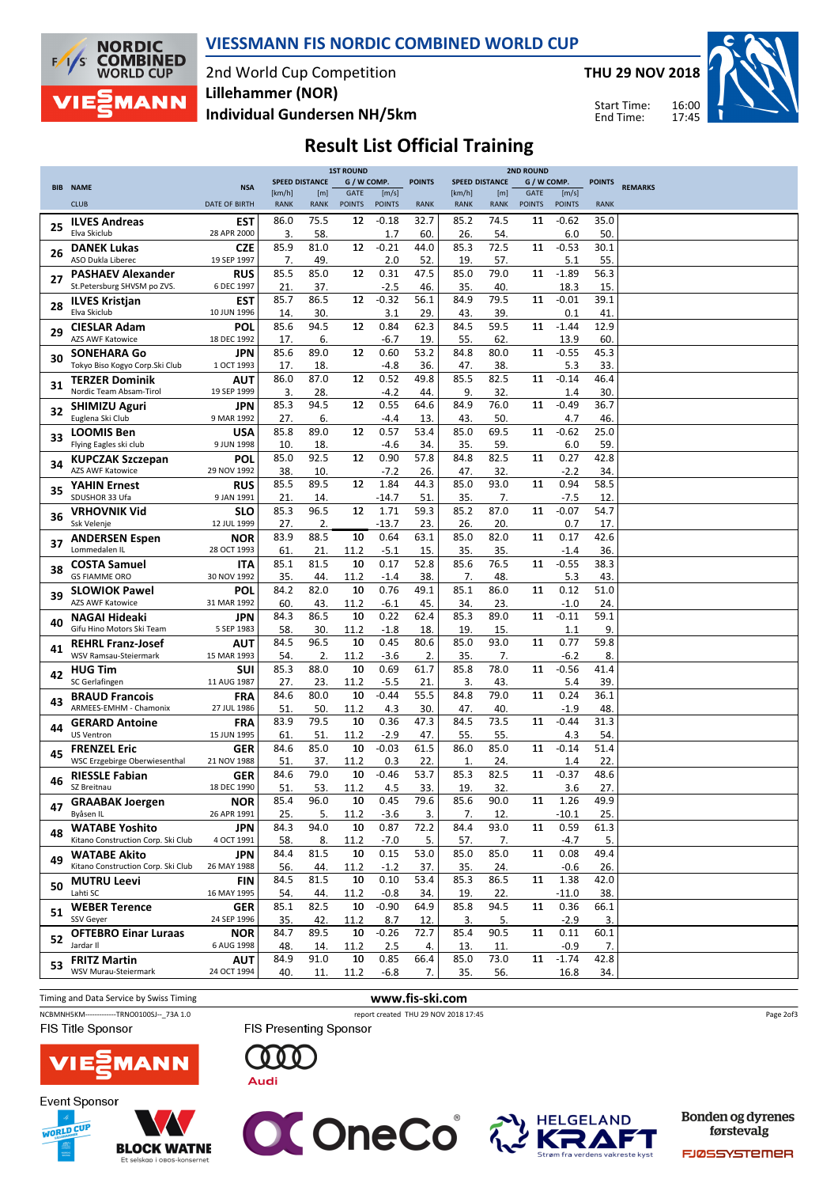# VIESSMANN FIS NORDIC COMBINED WORLD CUP

2nd World Cup Competition
Lillehammer (NOR)
Individual Gundersen NH/5km

THU 29 NOV 2018

Start Time: 16:00
End Time: 17:45

## Result List Official Training

| BIB | NAME / CLUB | NSA / DATE OF BIRTH | 1ST ROUND SPEED [km/h] / RANK | DISTANCE [m] / RANK | G / W COMP. GATE / POINTS | [m/s] / POINTS | POINTS / RANK | 2ND ROUND SPEED [km/h] / RANK | DISTANCE [m] / RANK | G / W COMP. GATE / POINTS | [m/s] / POINTS | POINTS / RANK | REMARKS |
|---|---|---|---|---|---|---|---|---|---|---|---|---|---|
| 25 | ILVES Andreas / Elva Skiclub | EST / 28 APR 2000 | 86.0 / 3. | 75.5 / 58. | 12 | -0.18 / 1.7 | 32.7 / 60. | 85.2 / 26. | 74.5 / 54. | 11 | -0.62 / 6.0 | 35.0 / 50. | |
| 26 | DANEK Lukas / ASO Dukla Liberec | CZE / 19 SEP 1997 | 85.9 / 7. | 81.0 / 49. | 12 | -0.21 / 2.0 | 44.0 / 52. | 85.3 / 19. | 72.5 / 57. | 11 | -0.53 / 5.1 | 30.1 / 55. | |
| 27 | PASHAEV Alexander / St.Petersburg SHVSM po ZVS. | RUS / 6 DEC 1997 | 85.5 / 21. | 85.0 / 37. | 12 | 0.31 / -2.5 | 47.5 / 46. | 85.0 / 35. | 79.0 / 40. | 11 | -1.89 / 18.3 | 56.3 / 15. | |
| 28 | ILVES Kristjan / Elva Skiclub | EST / 10 JUN 1996 | 85.7 / 14. | 86.5 / 30. | 12 | -0.32 / 3.1 | 56.1 / 29. | 84.9 / 43. | 79.5 / 39. | 11 | -0.01 / 0.1 | 39.1 / 41. | |
| 29 | CIESLAR Adam / AZS AWF Katowice | POL / 18 DEC 1992 | 85.6 / 17. | 94.5 / 6. | 12 | 0.84 / -6.7 | 62.3 / 19. | 84.5 / 55. | 59.5 / 62. | 11 | -1.44 / 13.9 | 12.9 / 60. | |
| 30 | SONEHARA Go / Tokyo Biso Kogyo Corp.Ski Club | JPN / 1 OCT 1993 | 85.6 / 17. | 89.0 / 18. | 12 | 0.60 / -4.8 | 53.2 / 36. | 84.8 / 47. | 80.0 / 38. | 11 | -0.55 / 5.3 | 45.3 / 33. | |
| 31 | TERZER Dominik / Nordic Team Absam-Tirol | AUT / 19 SEP 1999 | 86.0 / 3. | 87.0 / 28. | 12 | 0.52 / -4.2 | 49.8 / 44. | 85.5 / 9. | 82.5 / 32. | 11 | -0.14 / 1.4 | 46.4 / 30. | |
| 32 | SHIMIZU Aguri / Euglena Ski Club | JPN / 9 MAR 1992 | 85.3 / 27. | 94.5 / 6. | 12 | 0.55 / -4.4 | 64.6 / 13. | 84.9 / 43. | 76.0 / 50. | 11 | -0.49 / 4.7 | 36.7 / 46. | |
| 33 | LOOMIS Ben / Flying Eagles ski club | USA / 9 JUN 1998 | 85.8 / 10. | 89.0 / 18. | 12 | 0.57 / -4.6 | 53.4 / 34. | 85.0 / 35. | 69.5 / 59. | 11 | -0.62 / 6.0 | 25.0 / 59. | |
| 34 | KUPCZAK Szczepan / AZS AWF Katowice | POL / 29 NOV 1992 | 85.0 / 38. | 92.5 / 10. | 12 | 0.90 / -7.2 | 57.8 / 26. | 84.8 / 47. | 82.5 / 32. | 11 | 0.27 / -2.2 | 42.8 / 34. | |
| 35 | YAHIN Ernest / SDUSHOR 33 Ufa | RUS / 9 JAN 1991 | 85.5 / 21. | 89.5 / 14. | 12 | 1.84 / -14.7 | 44.3 / 51. | 85.0 / 35. | 93.0 / 7. | 11 | 0.94 / -7.5 | 58.5 / 12. | |
| 36 | VRHOVNIK Vid / Ssk Velenje | SLO / 12 JUL 1999 | 85.3 / 27. | 96.5 / 2. | 12 | 1.71 / -13.7 | 59.3 / 23. | 85.2 / 26. | 87.0 / 20. | 11 | -0.07 / 0.7 | 54.7 / 17. | |
| 37 | ANDERSEN Espen / Lommedalen IL | NOR / 28 OCT 1993 | 83.9 / 61. | 88.5 / 21. | 10 / 11.2 | 0.64 / -5.1 | 63.1 / 15. | 85.0 / 35. | 82.0 / 35. | 11 | 0.17 / -1.4 | 42.6 / 36. | |
| 38 | COSTA Samuel / GS FIAMME ORO | ITA / 30 NOV 1992 | 85.1 / 35. | 81.5 / 44. | 10 / 11.2 | 0.17 / -1.4 | 52.8 / 38. | 85.6 / 7. | 76.5 / 48. | 11 | -0.55 / 5.3 | 38.3 / 43. | |
| 39 | SLOWIOK Pawel / AZS AWF Katowice | POL / 31 MAR 1992 | 84.2 / 60. | 82.0 / 43. | 10 / 11.2 | 0.76 / -6.1 | 49.1 / 45. | 85.1 / 34. | 86.0 / 23. | 11 | 0.12 / -1.0 | 51.0 / 24. | |
| 40 | NAGAI Hideaki / Gifu Hino Motors Ski Team | JPN / 5 SEP 1983 | 84.3 / 58. | 86.5 / 30. | 10 / 11.2 | 0.22 / -1.8 | 62.4 / 18. | 85.3 / 19. | 89.0 / 15. | 11 | -0.11 / 1.1 | 59.1 / 9. | |
| 41 | REHRL Franz-Josef / WSV Ramsau-Steiermark | AUT / 15 MAR 1993 | 84.5 / 54. | 96.5 / 2. | 10 / 11.2 | 0.45 / -3.6 | 80.6 / 2. | 85.0 / 35. | 93.0 / 7. | 11 | 0.77 / -6.2 | 59.8 / 8. | |
| 42 | HUG Tim / SC Gerlafingen | SUI / 11 AUG 1987 | 85.3 / 27. | 88.0 / 23. | 10 / 11.2 | 0.69 / -5.5 | 61.7 / 21. | 85.8 / 3. | 78.0 / 43. | 11 | -0.56 / 5.4 | 41.4 / 39. | |
| 43 | BRAUD Francois / ARMEES-EMHM - Chamonix | FRA / 27 JUL 1986 | 84.6 / 51. | 80.0 / 50. | 10 / 11.2 | -0.44 / 4.3 | 55.5 / 30. | 84.8 / 47. | 79.0 / 40. | 11 | 0.24 / -1.9 | 36.1 / 48. | |
| 44 | GERARD Antoine / US Ventron | FRA / 15 JUN 1995 | 83.9 / 61. | 79.5 / 51. | 10 / 11.2 | 0.36 / -2.9 | 47.3 / 47. | 84.5 / 55. | 73.5 / 55. | 11 | -0.44 / 4.3 | 31.3 / 54. | |
| 45 | FRENZEL Eric / WSC Erzgebirge Oberwiesenthal | GER / 21 NOV 1988 | 84.6 / 51. | 85.0 / 37. | 10 / 11.2 | -0.03 / 0.3 | 61.5 / 22. | 86.0 / 1. | 85.0 / 24. | 11 | -0.14 / 1.4 | 51.4 / 22. | |
| 46 | RIESSLE Fabian / SZ Breitnau | GER / 18 DEC 1990 | 84.6 / 51. | 79.0 / 53. | 10 / 11.2 | -0.46 / 4.5 | 53.7 / 33. | 85.3 / 19. | 82.5 / 32. | 11 | -0.37 / 3.6 | 48.6 / 27. | |
| 47 | GRAABAK Joergen / Byåsen IL | NOR / 26 APR 1991 | 85.4 / 25. | 96.0 / 5. | 10 / 11.2 | 0.45 / -3.6 | 79.6 / 3. | 85.6 / 7. | 90.0 / 12. | 11 | 1.26 / -10.1 | 49.9 / 25. | |
| 48 | WATABE Yoshito / Kitano Construction Corp. Ski Club | JPN / 4 OCT 1991 | 84.3 / 58. | 90.0 / 8. | 10 / 11.2 | 0.87 / -7.0 | 72.2 / 5. | 84.4 / 57. | 93.0 / 7. | 11 | 0.59 / -4.7 | 61.3 / 5. | |
| 49 | WATABE Akito / Kitano Construction Corp. Ski Club | JPN / 26 MAY 1988 | 84.4 / 56. | 81.5 / 44. | 10 / 11.2 | 0.15 / -1.2 | 53.0 / 37. | 85.0 / 35. | 85.0 / 24. | 11 | 0.08 / -0.6 | 49.4 / 26. | |
| 50 | MUTRU Leevi / Lahti SC | FIN / 16 MAY 1995 | 84.5 / 54. | 81.5 / 44. | 10 / 11.2 | 0.10 / -0.8 | 53.4 / 34. | 85.3 / 19. | 86.5 / 22. | 11 | 1.38 / -11.0 | 42.0 / 38. | |
| 51 | WEBER Terence / SSV Geyer | GER / 24 SEP 1996 | 85.1 / 35. | 82.5 / 42. | 10 / 11.2 | -0.90 / 8.7 | 64.9 / 12. | 85.8 / 3. | 94.5 / 5. | 11 | 0.36 / -2.9 | 66.1 / 3. | |
| 52 | OFTEBRO Einar Luraas / Jardar II | NOR / 6 AUG 1998 | 84.7 / 48. | 89.5 / 14. | 10 / 11.2 | -0.26 / 2.5 | 72.7 / 4. | 85.4 / 13. | 90.5 / 11. | 11 | 0.11 / -0.9 | 60.1 / 7. | |
| 53 | FRITZ Martin / WSV Murau-Steiermark | AUT / 24 OCT 1994 | 84.9 / 40. | 91.0 / 11. | 10 / 11.2 | 0.85 / -6.8 | 66.4 / 7. | 85.0 / 35. | 73.0 / 56. | 11 | -1.74 / 16.8 | 42.8 / 34. | |

Timing and Data Service by Swiss Timing

www.fis-ski.com

NCBMNH5KM------------TRNO0100SJ--_73A 1.0

report created THU 29 NOV 2018 17:45

FIS Title Sponsor: VIESSMANN

FIS Presenting Sponsor: Audi

Event Sponsor: WORLD CUP Lillehammer, BLOCK WATNE (Et selskap i OBOS-konsernet), OneCo, HELGELAND KRAFT (Strøm fra verdens vakreste kyst), Bonden og dyrenes førstevalg FJØSSYSTEMER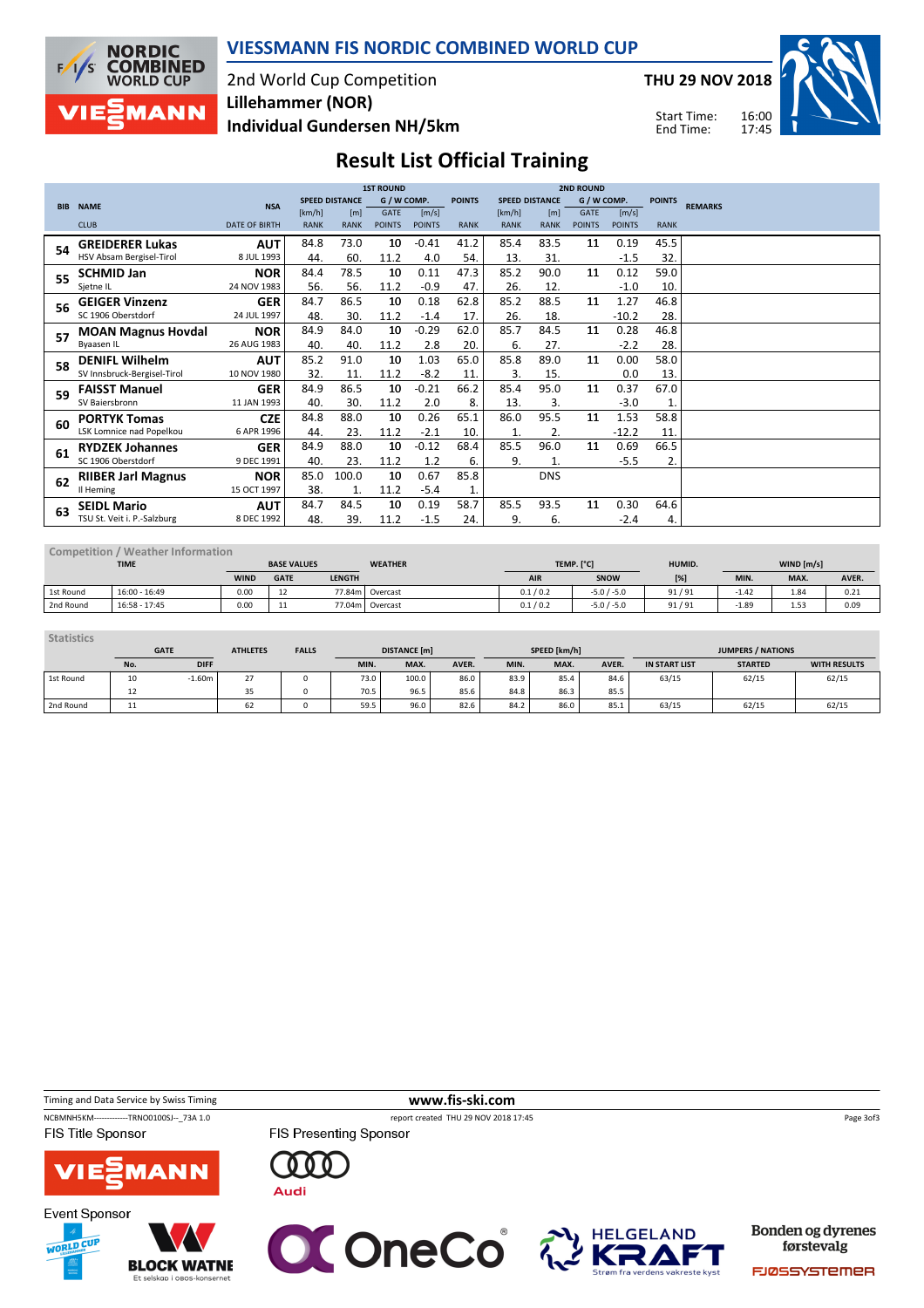# VIESSMANN FIS NORDIC COMBINED WORLD CUP

2nd World Cup Competition
**Lillehammer (NOR)**
**Individual Gundersen NH/5km**

**THU 29 NOV 2018**

Start Time: 16:00
End Time: 17:45

## Result List Official Training

| BIB | NAME / CLUB | NSA / DATE OF BIRTH | 1ST ROUND SPEED [km/h] / RANK | DISTANCE [m] / RANK | G / W COMP. GATE / POINTS | [m/s] / POINTS | POINTS / RANK | 2ND ROUND SPEED [km/h] / RANK | DISTANCE [m] / RANK | G / W COMP. GATE / POINTS | [m/s] / POINTS | POINTS / RANK | REMARKS |
|---|---|---|---|---|---|---|---|---|---|---|---|---|---|
| 54 | **GREIDERER Lukas** HSV Absam Bergisel-Tirol | **AUT** 8 JUL 1993 | 84.8 44. | 73.0 60. | 10 11.2 | -0.41 4.0 | 41.2 54. | 85.4 13. | 83.5 31. | 11 | 0.19 -1.5 | 45.5 32. | |
| 55 | **SCHMID Jan** Sjetne IL | **NOR** 24 NOV 1983 | 84.4 56. | 78.5 56. | 10 11.2 | 0.11 -0.9 | 47.3 47. | 85.2 26. | 90.0 12. | 11 | 0.12 -1.0 | 59.0 10. | |
| 56 | **GEIGER Vinzenz** SC 1906 Oberstdorf | **GER** 24 JUL 1997 | 84.7 48. | 86.5 30. | 10 11.2 | 0.18 -1.4 | 62.8 17. | 85.2 26. | 88.5 18. | 11 | 1.27 -10.2 | 46.8 28. | |
| 57 | **MOAN Magnus Hovdal** Byaasen IL | **NOR** 26 AUG 1983 | 84.9 40. | 84.0 40. | 10 11.2 | -0.29 2.8 | 62.0 20. | 85.7 6. | 84.5 27. | 11 | 0.28 -2.2 | 46.8 28. | |
| 58 | **DENIFL Wilhelm** SV Innsbruck-Bergisel-Tirol | **AUT** 10 NOV 1980 | 85.2 32. | 91.0 11. | 10 11.2 | 1.03 -8.2 | 65.0 11. | 85.8 3. | 89.0 15. | 11 | 0.00 0.0 | 58.0 13. | |
| 59 | **FAISST Manuel** SV Baiersbronn | **GER** 11 JAN 1993 | 84.9 40. | 86.5 30. | 10 11.2 | -0.21 2.0 | 66.2 8. | 85.4 13. | 95.0 3. | 11 | 0.37 -3.0 | 67.0 1. | |
| 60 | **PORTYK Tomas** LSK Lomnice nad Popelkou | **CZE** 6 APR 1996 | 84.8 44. | 88.0 23. | 10 11.2 | 0.26 -2.1 | 65.1 10. | 86.0 1. | 95.5 2. | 11 | 1.53 -12.2 | 58.8 11. | |
| 61 | **RYDZEK Johannes** SC 1906 Oberstdorf | **GER** 9 DEC 1991 | 84.9 40. | 88.0 23. | 10 11.2 | -0.12 1.2 | 68.4 6. | 85.5 9. | 96.0 1. | 11 | 0.69 -5.5 | 66.5 2. | |
| 62 | **RIIBER Jarl Magnus** Il Heming | **NOR** 15 OCT 1997 | 85.0 38. | 100.0 1. | 10 11.2 | 0.67 -5.4 | 85.8 1. | | DNS | | | | |
| 63 | **SEIDL Mario** TSU St. Veit i. P.-Salzburg | **AUT** 8 DEC 1992 | 84.7 48. | 84.5 39. | 10 11.2 | 0.19 -1.5 | 58.7 24. | 85.5 9. | 93.5 6. | 11 | 0.30 -2.4 | 64.6 4. | |

### Competition / Weather Information

| | TIME | BASE VALUES WIND | GATE | LENGTH | WEATHER | TEMP. [°C] AIR | SNOW | HUMID. [%] | WIND [m/s] MIN. | MAX. | AVER. |
|---|---|---|---|---|---|---|---|---|---|---|---|
| 1st Round | 16:00 - 16:49 | 0.00 | 12 | 77.84m | Overcast | 0.1 / 0.2 | -5.0 / -5.0 | 91 / 91 | -1.42 | 1.84 | 0.21 |
| 2nd Round | 16:58 - 17:45 | 0.00 | 11 | 77.04m | Overcast | 0.1 / 0.2 | -5.0 / -5.0 | 91 / 91 | -1.89 | 1.53 | 0.09 |

### Statistics

| | GATE No. | DIFF | ATHLETES | FALLS | DISTANCE [m] MIN. | MAX. | AVER. | SPEED [km/h] MIN. | MAX. | AVER. | JUMPERS / NATIONS IN START LIST | STARTED | WITH RESULTS |
|---|---|---|---|---|---|---|---|---|---|---|---|---|---|
| 1st Round | 10 | -1.60m | 27 | 0 | 73.0 | 100.0 | 86.0 | 83.9 | 85.4 | 84.6 | 63/15 | 62/15 | 62/15 |
| | 12 | | 35 | 0 | 70.5 | 96.5 | 85.6 | 84.8 | 86.3 | 85.5 | | | |
| 2nd Round | 11 | | 62 | 0 | 59.5 | 96.0 | 82.6 | 84.2 | 86.0 | 85.1 | 63/15 | 62/15 | 62/15 |

Timing and Data Service by Swiss Timing

www.fis-ski.com

NCBMNH5KM-------------TRNO0100SJ--_73A 1.0

report created THU 29 NOV 2018 17:45

FIS Title Sponsor

FIS Presenting Sponsor

Event Sponsor